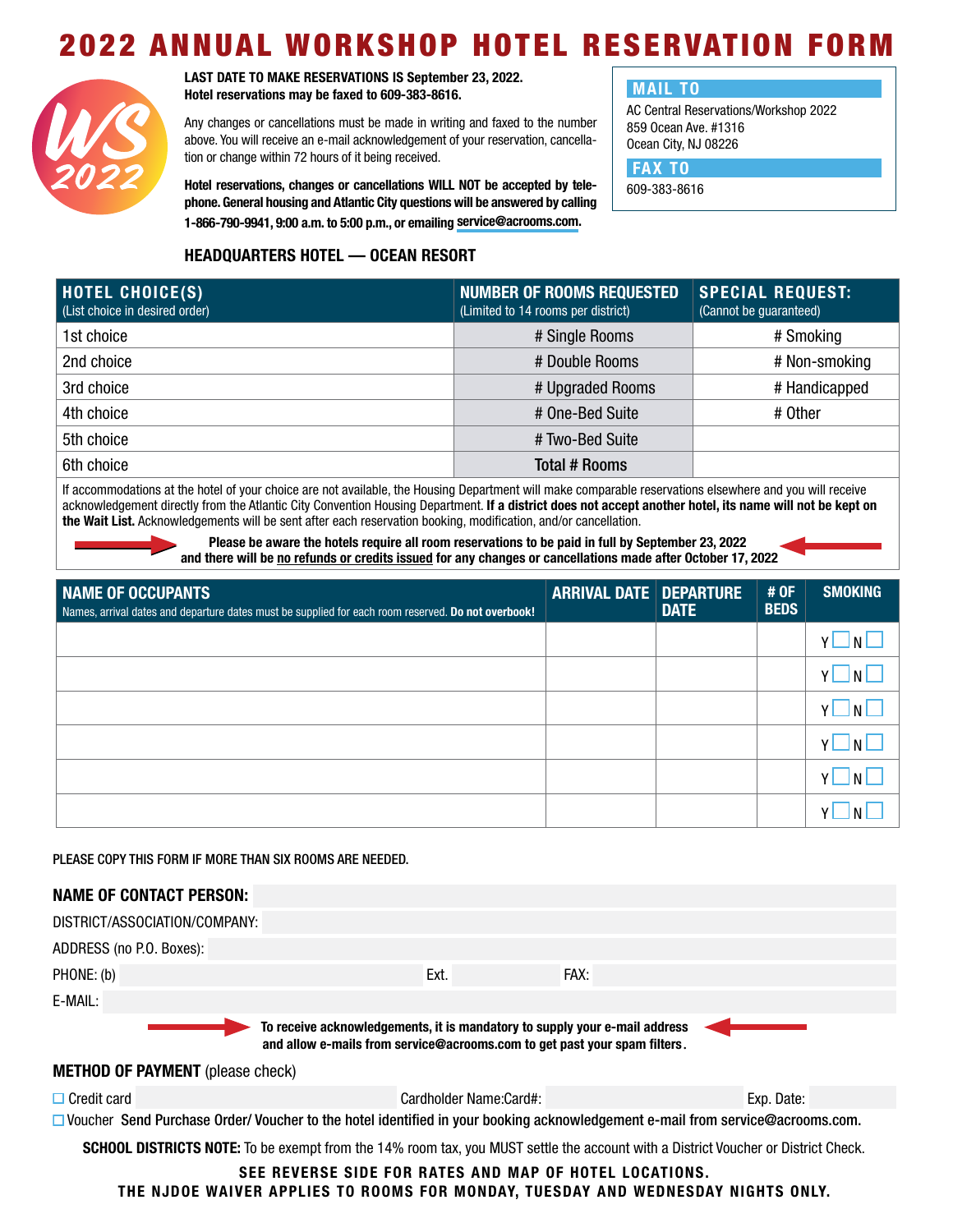# 2022 ANNUAL WORKSHOP HOTEL RESERVATION FORM

WS 2022

**LAST DATE TO MAKE RESERVATIONS IS September 23, 2022.**
**Hotel reservations may be faxed to 609-383-8616.**

Any changes or cancellations must be made in writing and faxed to the number above. You will receive an e-mail acknowledgement of your reservation, cancellation or change within 72 hours of it being received.

**Hotel reservations, changes or cancellations WILL NOT be accepted by telephone. General housing and Atlantic City questions will be answered by calling 1-866-790-9941, 9:00 a.m. to 5:00 p.m., or emailing service@acrooms.com.**

**MAIL TO**

AC Central Reservations/Workshop 2022
859 Ocean Ave. #1316
Ocean City, NJ 08226

**FAX TO**

609-383-8616

**HEADQUARTERS HOTEL — OCEAN RESORT**

| HOTEL CHOICE(S) (List choice in desired order) | NUMBER OF ROOMS REQUESTED (Limited to 14 rooms per district) | SPECIAL REQUEST: (Cannot be guaranteed) |
|---|---|---|
| 1st choice | # Single Rooms | # Smoking |
| 2nd choice | # Double Rooms | # Non-smoking |
| 3rd choice | # Upgraded Rooms | # Handicapped |
| 4th choice | # One-Bed Suite | # Other |
| 5th choice | # Two-Bed Suite | |
| 6th choice | Total # Rooms | |

If accommodations at the hotel of your choice are not available, the Housing Department will make comparable reservations elsewhere and you will receive acknowledgement directly from the Atlantic City Convention Housing Department. **If a district does not accept another hotel, its name will not be kept on the Wait List.** Acknowledgements will be sent after each reservation booking, modification, and/or cancellation.

**Please be aware the hotels require all room reservations to be paid in full by September 23, 2022 and there will be no refunds or credits issued for any changes or cancellations made after October 17, 2022**

| NAME OF OCCUPANTS (Names, arrival dates and departure dates must be supplied for each room reserved. **Do not overbook!**) | ARRIVAL DATE | DEPARTURE DATE | # OF BEDS | SMOKING |
|---|---|---|---|---|
| | | | | Y ☐ N ☐ |
| | | | | Y ☐ N ☐ |
| | | | | Y ☐ N ☐ |
| | | | | Y ☐ N ☐ |
| | | | | Y ☐ N ☐ |
| | | | | Y ☐ N ☐ |

PLEASE COPY THIS FORM IF MORE THAN SIX ROOMS ARE NEEDED.

**NAME OF CONTACT PERSON:**

DISTRICT/ASSOCIATION/COMPANY:

ADDRESS (no P.O. Boxes):

PHONE: (b) Ext. FAX:

E-MAIL:

**To receive acknowledgements, it is mandatory to supply your e-mail address and allow e-mails from service@acrooms.com to get past your spam filters.**

**METHOD OF PAYMENT** (please check)

☐ Credit card Cardholder Name:Card#: Exp. Date:

☐ Voucher **Send Purchase Order/ Voucher to the hotel identified in your booking acknowledgement e-mail from service@acrooms.com.**

**SCHOOL DISTRICTS NOTE:** To be exempt from the 14% room tax, you MUST settle the account with a District Voucher or District Check.

**SEE REVERSE SIDE FOR RATES AND MAP OF HOTEL LOCATIONS.**
**THE NJDOE WAIVER APPLIES TO ROOMS FOR MONDAY, TUESDAY AND WEDNESDAY NIGHTS ONLY.**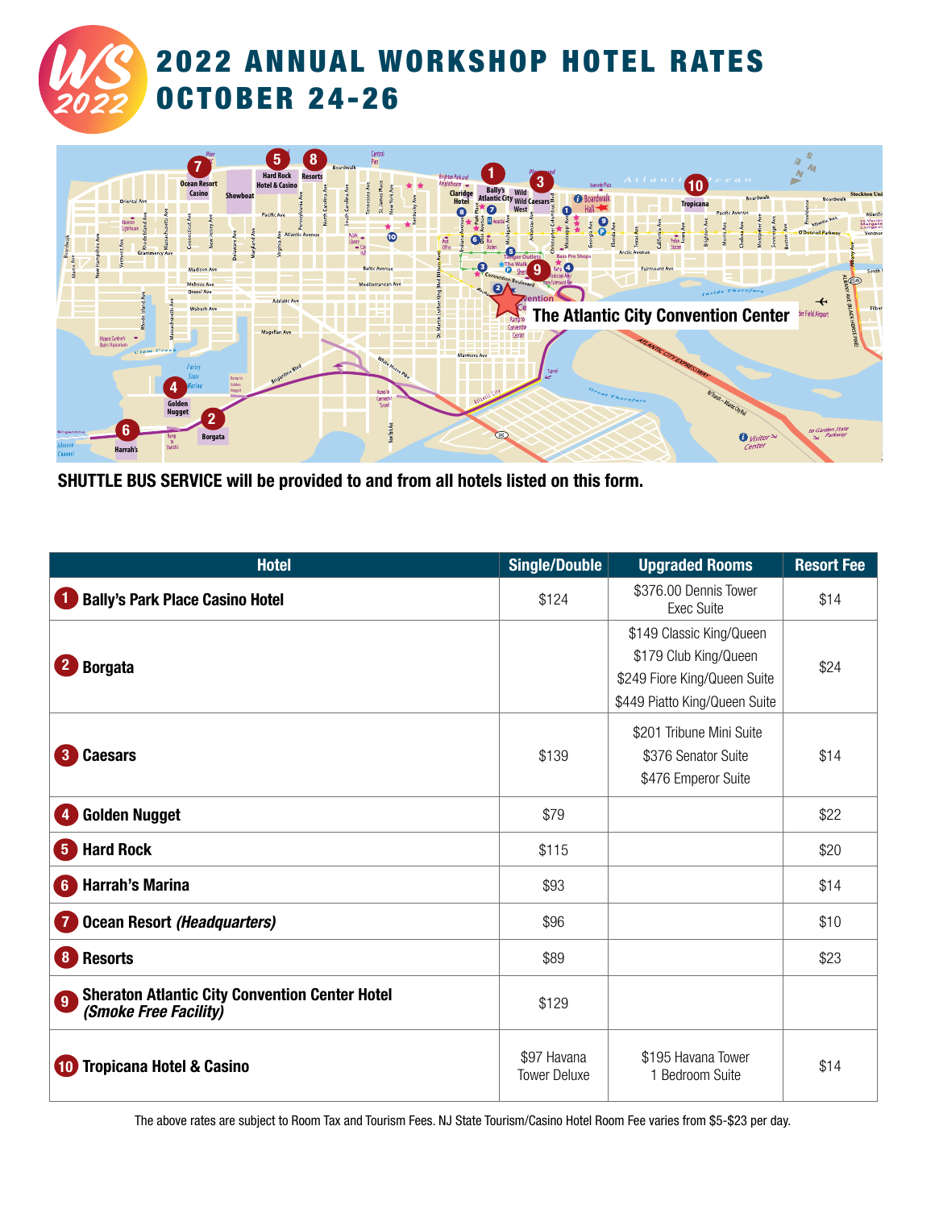# 2022 ANNUAL WORKSHOP HOTEL RATES OCTOBER 24-26

**SHUTTLE BUS SERVICE will be provided to and from all hotels listed on this form.**

| Hotel | Single/Double | Upgraded Rooms | Resort Fee |
|---|---|---|---|
| 1 **Bally's Park Place Casino Hotel** | $124 | $376.00 Dennis Tower Exec Suite | $14 |
| 2 **Borgata** | | $149 Classic King/Queen<br>$179 Club King/Queen<br>$249 Fiore King/Queen Suite<br>$449 Piatto King/Queen Suite | $24 |
| 3 **Caesars** | $139 | $201 Tribune Mini Suite<br>$376 Senator Suite<br>$476 Emperor Suite | $14 |
| 4 **Golden Nugget** | $79 | | $22 |
| 5 **Hard Rock** | $115 | | $20 |
| 6 **Harrah's Marina** | $93 | | $14 |
| 7 **Ocean Resort *(Headquarters)*** | $96 | | $10 |
| 8 **Resorts** | $89 | | $23 |
| 9 **Sheraton Atlantic City Convention Center Hotel *(Smoke Free Facility)*** | $129 | | |
| 10 **Tropicana Hotel & Casino** | $97 Havana Tower Deluxe | $195 Havana Tower 1 Bedroom Suite | $14 |

The above rates are subject to Room Tax and Tourism Fees. NJ State Tourism/Casino Hotel Room Fee varies from $5-$23 per day.